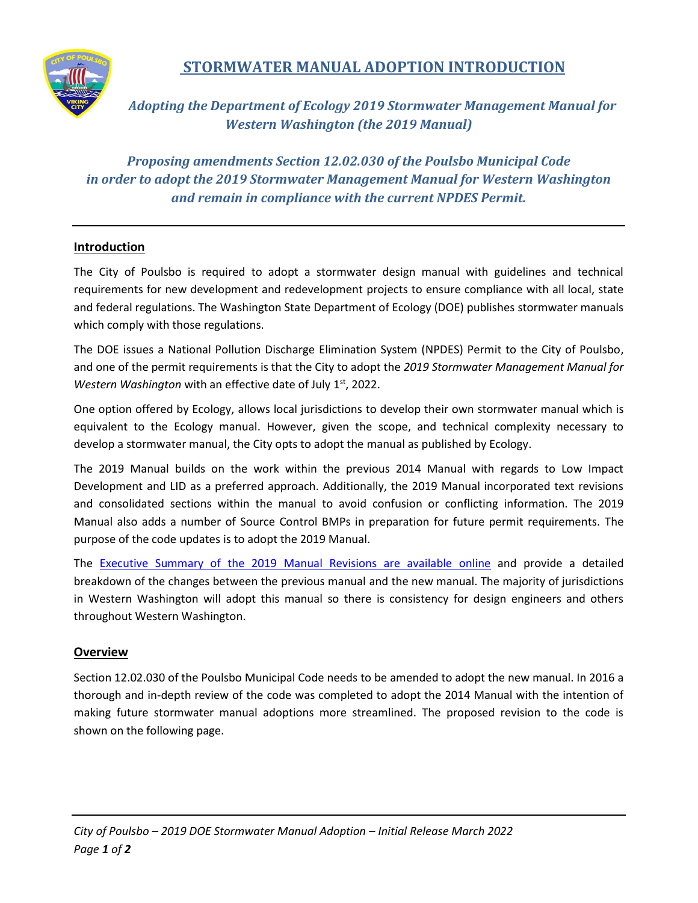# STORMWATER MANUAL ADOPTION INTRODUCTION

*Adopting the Department of Ecology 2019 Stormwater Management Manual for Western Washington (the 2019 Manual)*

*Proposing amendments Section 12.02.030 of the Poulsbo Municipal Code in order to adopt the 2019 Stormwater Management Manual for Western Washington and remain in compliance with the current NPDES Permit.*

---

## Introduction

The City of Poulsbo is required to adopt a stormwater design manual with guidelines and technical requirements for new development and redevelopment projects to ensure compliance with all local, state and federal regulations. The Washington State Department of Ecology (DOE) publishes stormwater manuals which comply with those regulations.

The DOE issues a National Pollution Discharge Elimination System (NPDES) Permit to the City of Poulsbo, and one of the permit requirements is that the City to adopt the *2019 Stormwater Management Manual for Western Washington* with an effective date of July 1st, 2022.

One option offered by Ecology, allows local jurisdictions to develop their own stormwater manual which is equivalent to the Ecology manual. However, given the scope, and technical complexity necessary to develop a stormwater manual, the City opts to adopt the manual as published by Ecology.

The 2019 Manual builds on the work within the previous 2014 Manual with regards to Low Impact Development and LID as a preferred approach. Additionally, the 2019 Manual incorporated text revisions and consolidated sections within the manual to avoid confusion or conflicting information. The 2019 Manual also adds a number of Source Control BMPs in preparation for future permit requirements. The purpose of the code updates is to adopt the 2019 Manual.

The Executive Summary of the 2019 Manual Revisions are available online and provide a detailed breakdown of the changes between the previous manual and the new manual. The majority of jurisdictions in Western Washington will adopt this manual so there is consistency for design engineers and others throughout Western Washington.

## Overview

Section 12.02.030 of the Poulsbo Municipal Code needs to be amended to adopt the new manual. In 2016 a thorough and in-depth review of the code was completed to adopt the 2014 Manual with the intention of making future stormwater manual adoptions more streamlined. The proposed revision to the code is shown on the following page.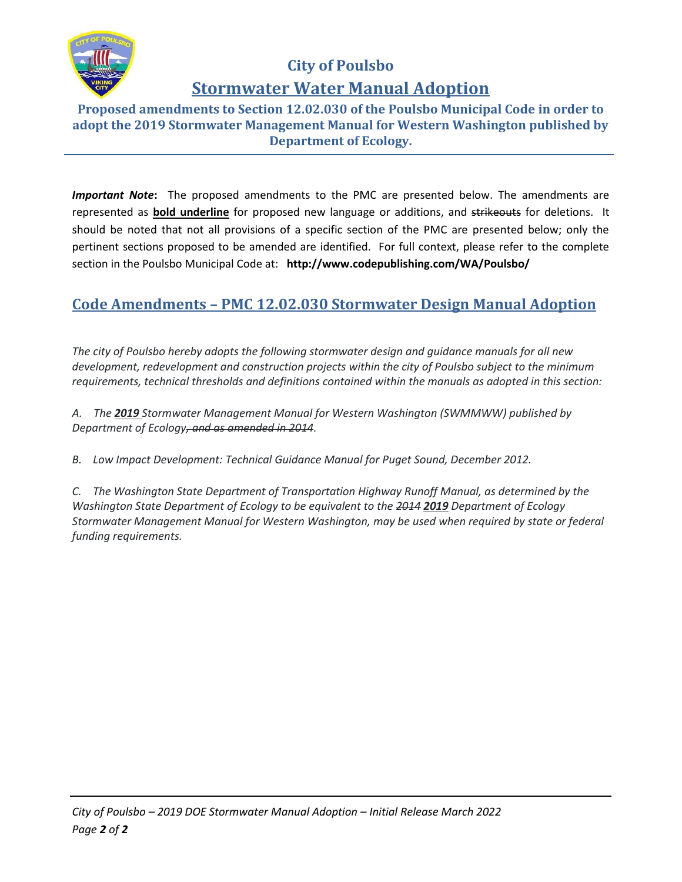# City of Poulsbo

## Stormwater Water Manual Adoption

### Proposed amendments to Section 12.02.030 of the Poulsbo Municipal Code in order to adopt the 2019 Stormwater Management Manual for Western Washington published by Department of Ecology.

***Important Note*:** The proposed amendments to the PMC are presented below. The amendments are represented as **<u>bold underline</u>** for proposed new language or additions, and ~~strikeouts~~ for deletions. It should be noted that not all provisions of a specific section of the PMC are presented below; only the pertinent sections proposed to be amended are identified. For full context, please refer to the complete section in the Poulsbo Municipal Code at: **http://www.codepublishing.com/WA/Poulsbo/**

## Code Amendments – PMC 12.02.030 Stormwater Design Manual Adoption

*The city of Poulsbo hereby adopts the following stormwater design and guidance manuals for all new development, redevelopment and construction projects within the city of Poulsbo subject to the minimum requirements, technical thresholds and definitions contained within the manuals as adopted in this section:*

*A. The **<u>2019</u>** Stormwater Management Manual for Western Washington (SWMMWW) published by Department of Ecology~~, and as amended in 2014~~.*

*B. Low Impact Development: Technical Guidance Manual for Puget Sound, December 2012.*

*C. The Washington State Department of Transportation Highway Runoff Manual, as determined by the Washington State Department of Ecology to be equivalent to the ~~2014~~ **<u>2019</u>** Department of Ecology Stormwater Management Manual for Western Washington, may be used when required by state or federal funding requirements.*